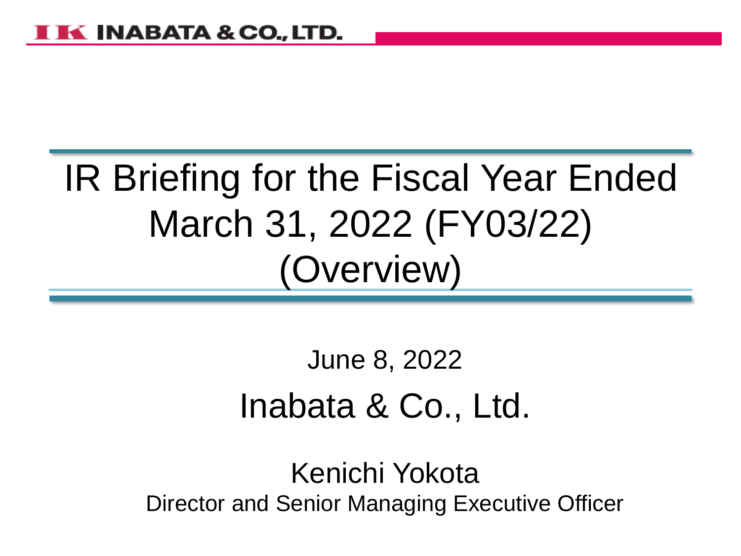INABATA & CO., LTD.

# IR Briefing for the Fiscal Year Ended March 31, 2022 (FY03/22) (Overview)

June 8, 2022

Inabata & Co., Ltd.

Kenichi Yokota

Director and Senior Managing Executive Officer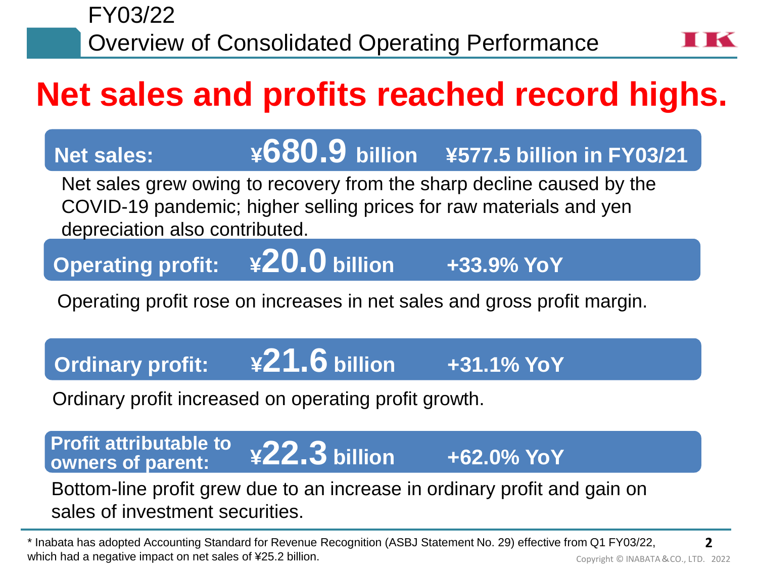# FY03/22 Overview of Consolidated Operating Performance

## Net sales and profits reached record highs.

**Net sales: ¥680.9 billion ¥577.5 billion in FY03/21**

Net sales grew owing to recovery from the sharp decline caused by the COVID-19 pandemic; higher selling prices for raw materials and yen depreciation also contributed.

**Operating profit: ¥20.0 billion +33.9% YoY**

Operating profit rose on increases in net sales and gross profit margin.

**Ordinary profit: ¥21.6 billion +31.1% YoY**

Ordinary profit increased on operating profit growth.

**Profit attributable to owners of parent: ¥22.3 billion +62.0% YoY**

Bottom-line profit grew due to an increase in ordinary profit and gain on sales of investment securities.

* Inabata has adopted Accounting Standard for Revenue Recognition (ASBJ Statement No. 29) effective from Q1 FY03/22, which had a negative impact on net sales of ¥25.2 billion.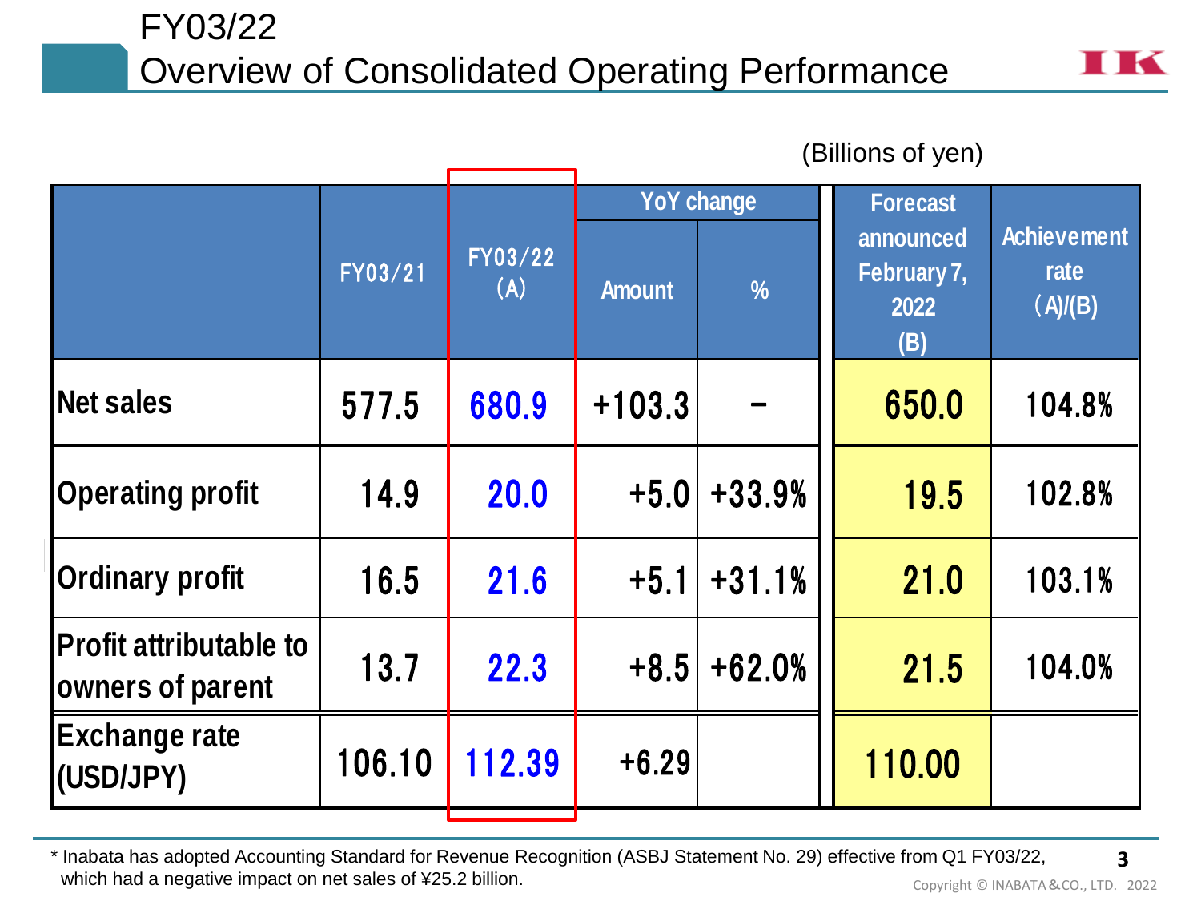# FY03/22 Overview of Consolidated Operating Performance

(Billions of yen)

| | FY03/21 | FY03/22 (A) | YoY change | | Forecast announced February 7, 2022 (B) | Achievement rate (A)/(B) |
|---|---|---|---|---|---|---|
| | | | Amount | % | | |
| Net sales | 577.5 | 680.9 | +103.3 | – | 650.0 | 104.8% |
| Operating profit | 14.9 | 20.0 | +5.0 | +33.9% | 19.5 | 102.8% |
| Ordinary profit | 16.5 | 21.6 | +5.1 | +31.1% | 21.0 | 103.1% |
| Profit attributable to owners of parent | 13.7 | 22.3 | +8.5 | +62.0% | 21.5 | 104.0% |
| Exchange rate (USD/JPY) | 106.10 | 112.39 | +6.29 | | 110.00 | |

\* Inabata has adopted Accounting Standard for Revenue Recognition (ASBJ Statement No. 29) effective from Q1 FY03/22, which had a negative impact on net sales of ¥25.2 billion.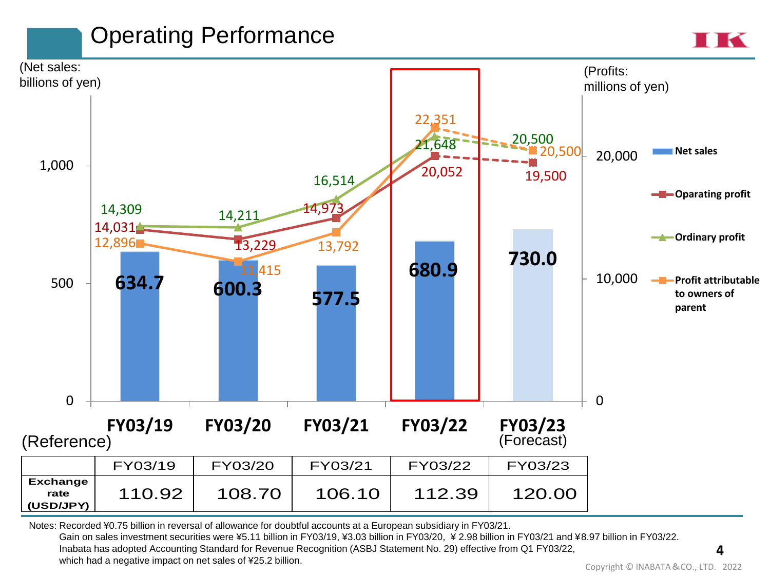# Operating Performance

(Net sales: billions of yen) (Profits: millions of yen)

| | FY03/19 | FY03/20 | FY03/21 | FY03/22 | FY03/23 (Forecast) |
|---|---|---|---|---|---|
| Net sales | 634.7 | 600.3 | 577.5 | 680.9 | 730.0 |
| Oparating profit | 14,031 | 13,229 | 14,973 | 20,052 | 19,500 |
| Ordinary profit | 14,309 | 14,211 | 16,514 | 21,648 | 20,500 |
| Profit attributable to owners of parent | 12,896 | 11,415 | 13,792 | 22,351 | 20,500 |

(Reference)

| | FY03/19 | FY03/20 | FY03/21 | FY03/22 | FY03/23 |
|---|---|---|---|---|---|
| Exchange rate (USD/JPY) | 110.92 | 108.70 | 106.10 | 112.39 | 120.00 |

Notes: Recorded ¥0.75 billion in reversal of allowance for doubtful accounts at a European subsidiary in FY03/21.
Gain on sales investment securities were ¥5.11 billion in FY03/19, ¥3.03 billion in FY03/20, ¥ 2.98 billion in FY03/21 and ¥8.97 billion in FY03/22.
Inabata has adopted Accounting Standard for Revenue Recognition (ASBJ Statement No. 29) effective from Q1 FY03/22, which had a negative impact on net sales of ¥25.2 billion.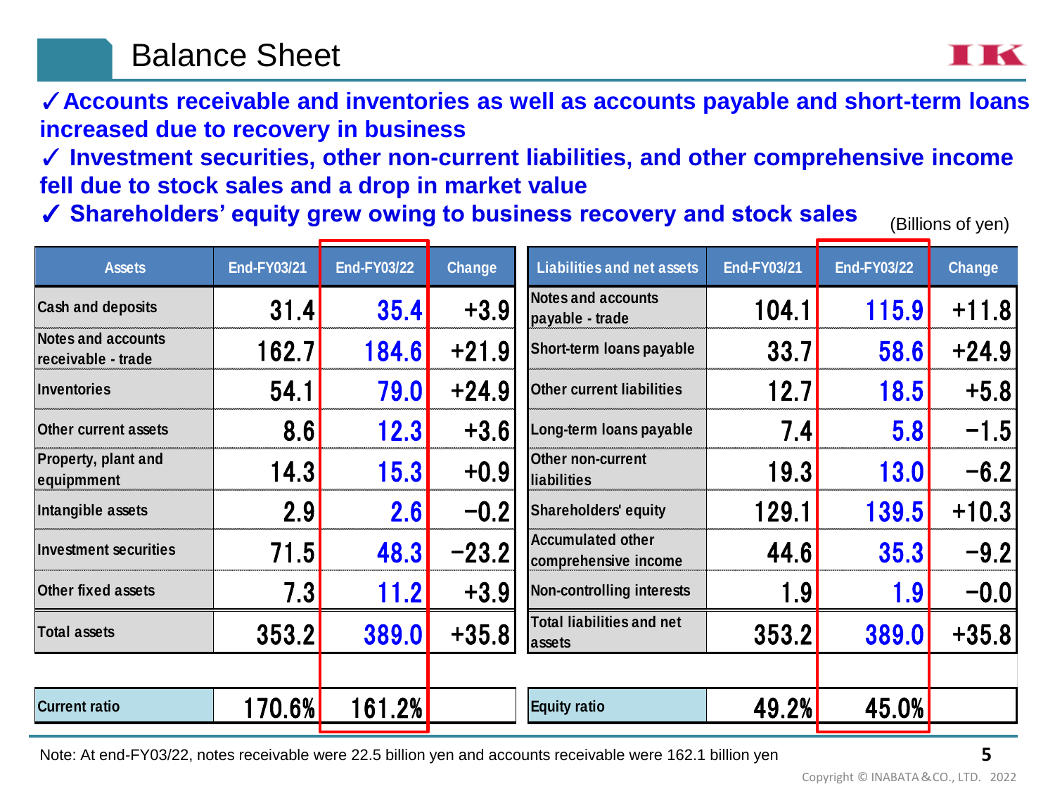# Balance Sheet

✓Accounts receivable and inventories as well as accounts payable and short-term loans increased due to recovery in business

✓ Investment securities, other non-current liabilities, and other comprehensive income fell due to stock sales and a drop in market value

✓ Shareholders' equity grew owing to business recovery and stock sales

(Billions of yen)

| Assets | End-FY03/21 | End-FY03/22 | Change |
|---|---|---|---|
| Cash and deposits | 31.4 | 35.4 | +3.9 |
| Notes and accounts receivable - trade | 162.7 | 184.6 | +21.9 |
| Inventories | 54.1 | 79.0 | +24.9 |
| Other current assets | 8.6 | 12.3 | +3.6 |
| Property, plant and equipmment | 14.3 | 15.3 | +0.9 |
| Intangible assets | 2.9 | 2.6 | −0.2 |
| Investment securities | 71.5 | 48.3 | −23.2 |
| Other fixed assets | 7.3 | 11.2 | +3.9 |
| Total assets | 353.2 | 389.0 | +35.8 |
| Current ratio | 170.6% | 161.2% | |

| Liabilities and net assets | End-FY03/21 | End-FY03/22 | Change |
|---|---|---|---|
| Notes and accounts payable - trade | 104.1 | 115.9 | +11.8 |
| Short-term loans payable | 33.7 | 58.6 | +24.9 |
| Other current liabilities | 12.7 | 18.5 | +5.8 |
| Long-term loans payable | 7.4 | 5.8 | −1.5 |
| Other non-current liabilities | 19.3 | 13.0 | −6.2 |
| Shareholders' equity | 129.1 | 139.5 | +10.3 |
| Accumulated other comprehensive income | 44.6 | 35.3 | −9.2 |
| Non-controlling interests | 1.9 | 1.9 | −0.0 |
| Total liabilities and net assets | 353.2 | 389.0 | +35.8 |
| Equity ratio | 49.2% | 45.0% | |

Note: At end-FY03/22, notes receivable were 22.5 billion yen and accounts receivable were 162.1 billion yen

Copyright © INABATA＆CO., LTD. 2022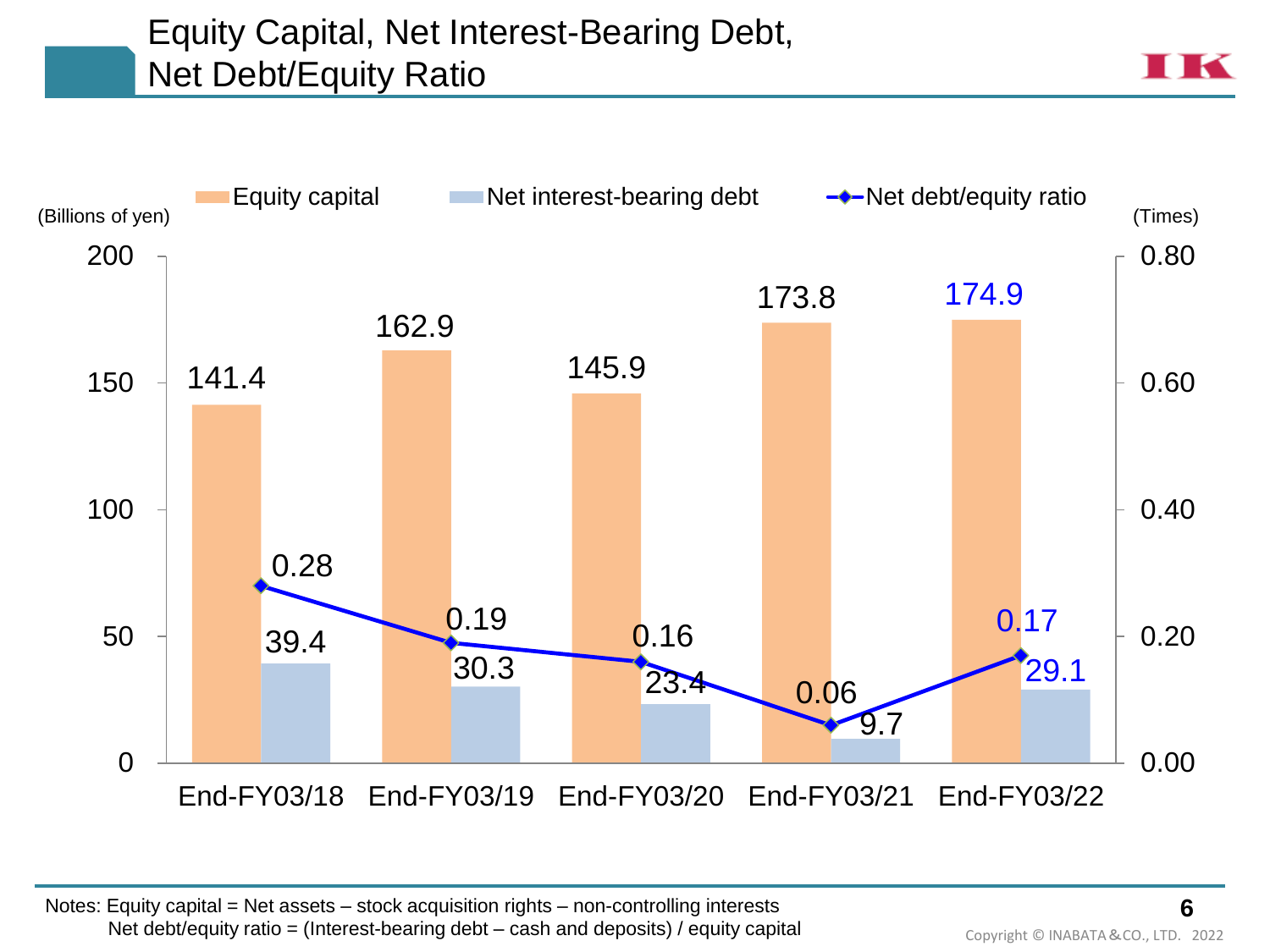# Equity Capital, Net Interest-Bearing Debt, Net Debt/Equity Ratio

| | End-FY03/18 | End-FY03/19 | End-FY03/20 | End-FY03/21 | End-FY03/22 |
|---|---|---|---|---|---|
| Equity capital (Billions of yen) | 141.4 | 162.9 | 145.9 | 173.8 | 174.9 |
| Net interest-bearing debt (Billions of yen) | 39.4 | 30.3 | 23.4 | 9.7 | 29.1 |
| Net debt/equity ratio (Times) | 0.28 | 0.19 | 0.16 | 0.06 | 0.17 |

Notes: Equity capital = Net assets – stock acquisition rights – non-controlling interests
Net debt/equity ratio = (Interest-bearing debt – cash and deposits) / equity capital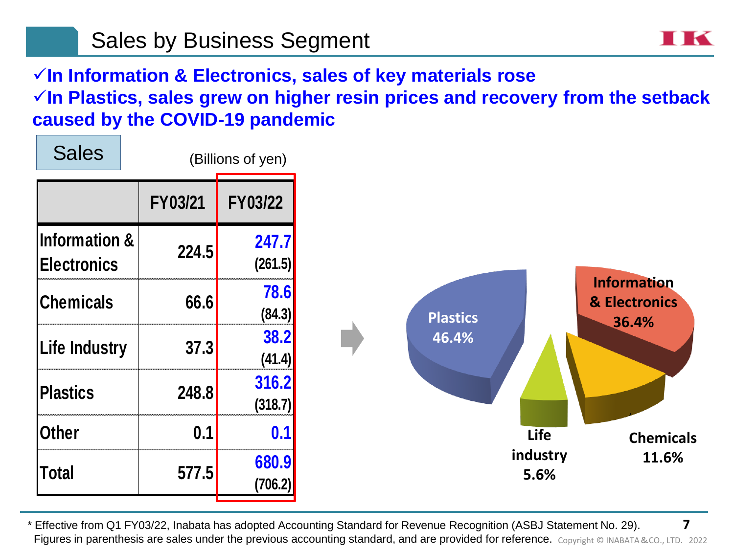# Sales by Business Segment

✓**In Information & Electronics, sales of key materials rose**

✓**In Plastics, sales grew on higher resin prices and recovery from the setback caused by the COVID-19 pandemic**

**Sales**

(Billions of yen)

| | FY03/21 | FY03/22 |
|---|---|---|
| Information & Electronics | 224.5 | 247.7 (261.5) |
| Chemicals | 66.6 | 78.6 (84.3) |
| Life Industry | 37.3 | 38.2 (41.4) |
| Plastics | 248.8 | 316.2 (318.7) |
| Other | 0.1 | 0.1 |
| Total | 577.5 | 680.9 (706.2) |

Plastics 46.4%

Information & Electronics 36.4%

Chemicals 11.6%

Life industry 5.6%

\* Effective from Q1 FY03/22, Inabata has adopted Accounting Standard for Revenue Recognition (ASBJ Statement No. 29). Figures in parenthesis are sales under the previous accounting standard, and are provided for reference.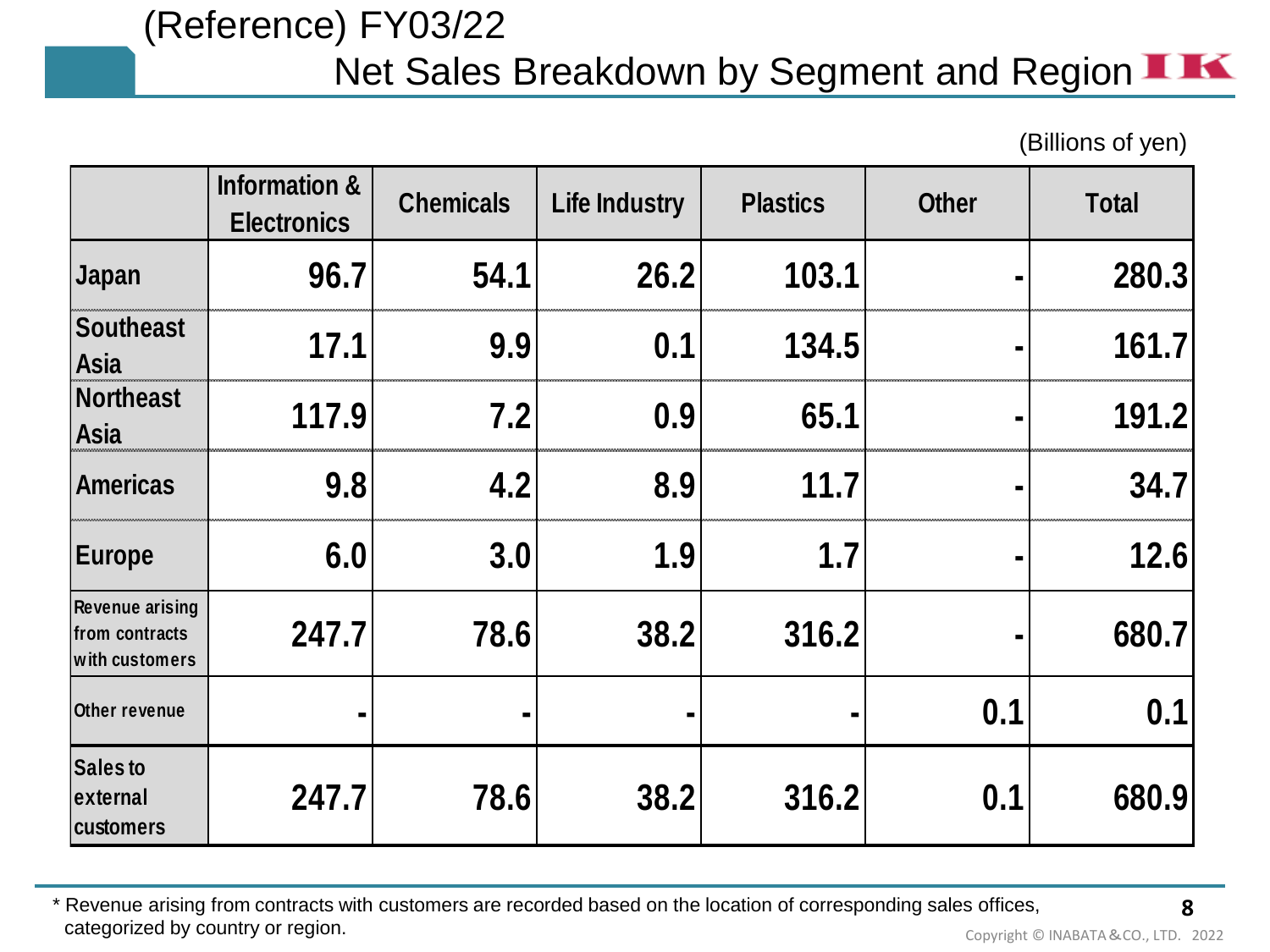# (Reference) FY03/22 Net Sales Breakdown by Segment and Region

(Billions of yen)

| | Information & Electronics | Chemicals | Life Industry | Plastics | Other | Total |
|---|---|---|---|---|---|---|
| Japan | 96.7 | 54.1 | 26.2 | 103.1 | - | 280.3 |
| Southeast Asia | 17.1 | 9.9 | 0.1 | 134.5 | - | 161.7 |
| Northeast Asia | 117.9 | 7.2 | 0.9 | 65.1 | - | 191.2 |
| Americas | 9.8 | 4.2 | 8.9 | 11.7 | - | 34.7 |
| Europe | 6.0 | 3.0 | 1.9 | 1.7 | - | 12.6 |
| Revenue arising from contracts with customers | 247.7 | 78.6 | 38.2 | 316.2 | - | 680.7 |
| Other revenue | - | - | - | - | 0.1 | 0.1 |
| Sales to external customers | 247.7 | 78.6 | 38.2 | 316.2 | 0.1 | 680.9 |

* Revenue arising from contracts with customers are recorded based on the location of corresponding sales offices, categorized by country or region.

Copyright © INABATA＆CO., LTD. 2022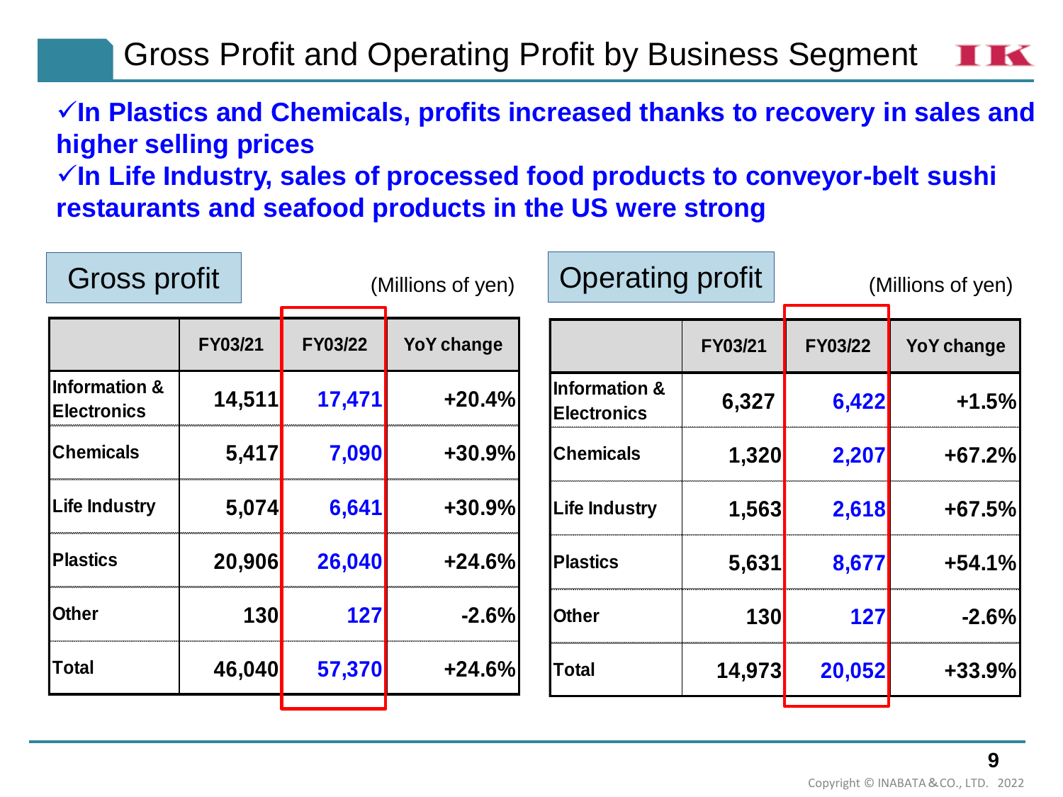# Gross Profit and Operating Profit by Business Segment

✓**In Plastics and Chemicals, profits increased thanks to recovery in sales and higher selling prices**

✓**In Life Industry, sales of processed food products to conveyor-belt sushi restaurants and seafood products in the US were strong**

## Gross profit

(Millions of yen)

| | FY03/21 | FY03/22 | YoY change |
|---|---|---|---|
| Information & Electronics | 14,511 | 17,471 | +20.4% |
| Chemicals | 5,417 | 7,090 | +30.9% |
| Life Industry | 5,074 | 6,641 | +30.9% |
| Plastics | 20,906 | 26,040 | +24.6% |
| Other | 130 | 127 | -2.6% |
| Total | 46,040 | 57,370 | +24.6% |

## Operating profit

(Millions of yen)

| | FY03/21 | FY03/22 | YoY change |
|---|---|---|---|
| Information & Electronics | 6,327 | 6,422 | +1.5% |
| Chemicals | 1,320 | 2,207 | +67.2% |
| Life Industry | 1,563 | 2,618 | +67.5% |
| Plastics | 5,631 | 8,677 | +54.1% |
| Other | 130 | 127 | -2.6% |
| Total | 14,973 | 20,052 | +33.9% |

Copyright © INABATA＆CO., LTD. 2022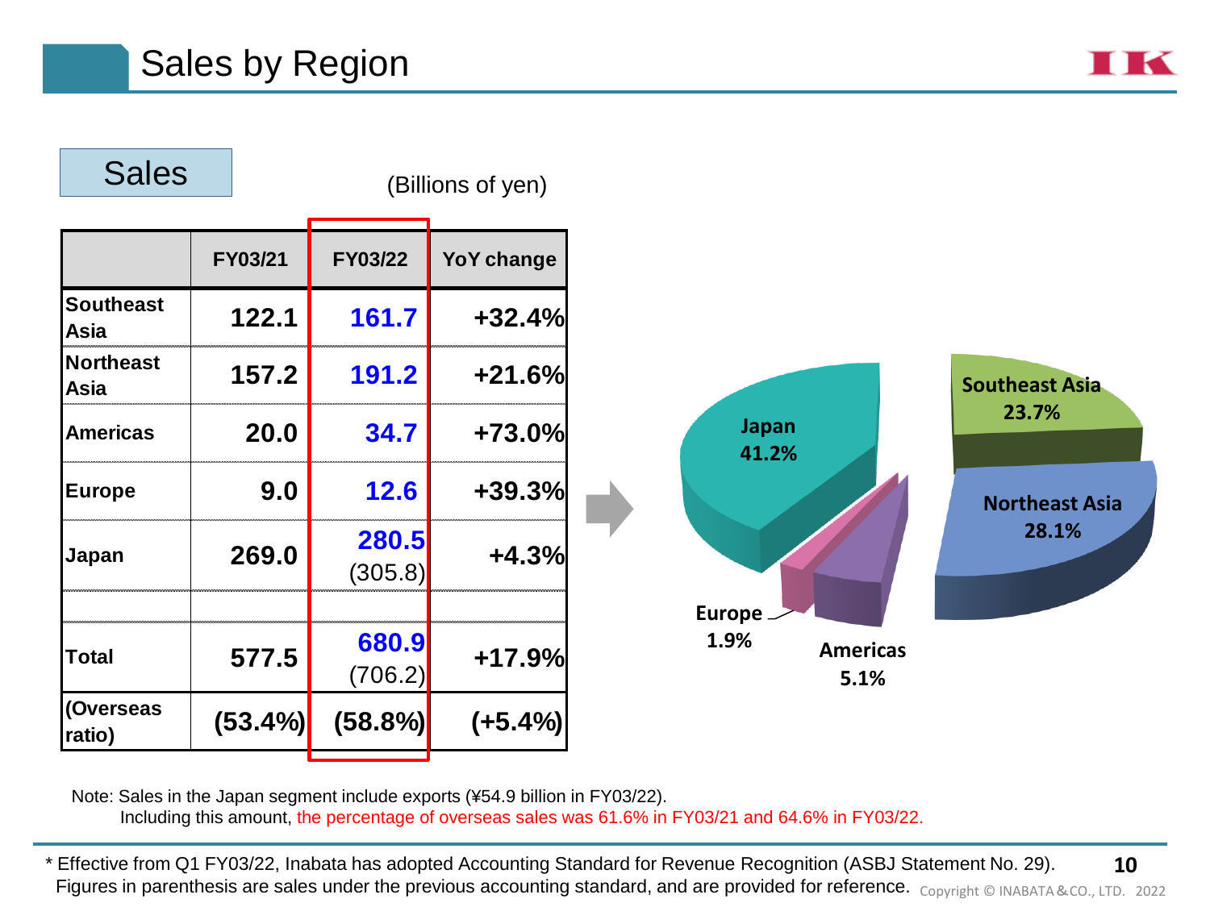# Sales by Region

## Sales

(Billions of yen)

| | FY03/21 | FY03/22 | YoY change |
|---|---|---|---|
| Southeast Asia | 122.1 | 161.7 | +32.4% |
| Northeast Asia | 157.2 | 191.2 | +21.6% |
| Americas | 20.0 | 34.7 | +73.0% |
| Europe | 9.0 | 12.6 | +39.3% |
| Japan | 269.0 | 280.5 (305.8) | +4.3% |
| | | | |
| Total | 577.5 | 680.9 (706.2) | +17.9% |
| (Overseas ratio) | (53.4%) | (58.8%) | (+5.4%) |

Japan 41.2%
Southeast Asia 23.7%
Northeast Asia 28.1%
Europe 1.9%
Americas 5.1%

Note: Sales in the Japan segment include exports (¥54.9 billion in FY03/22).
Including this amount, the percentage of overseas sales was 61.6% in FY03/21 and 64.6% in FY03/22.

* Effective from Q1 FY03/22, Inabata has adopted Accounting Standard for Revenue Recognition (ASBJ Statement No. 29). Figures in parenthesis are sales under the previous accounting standard, and are provided for reference.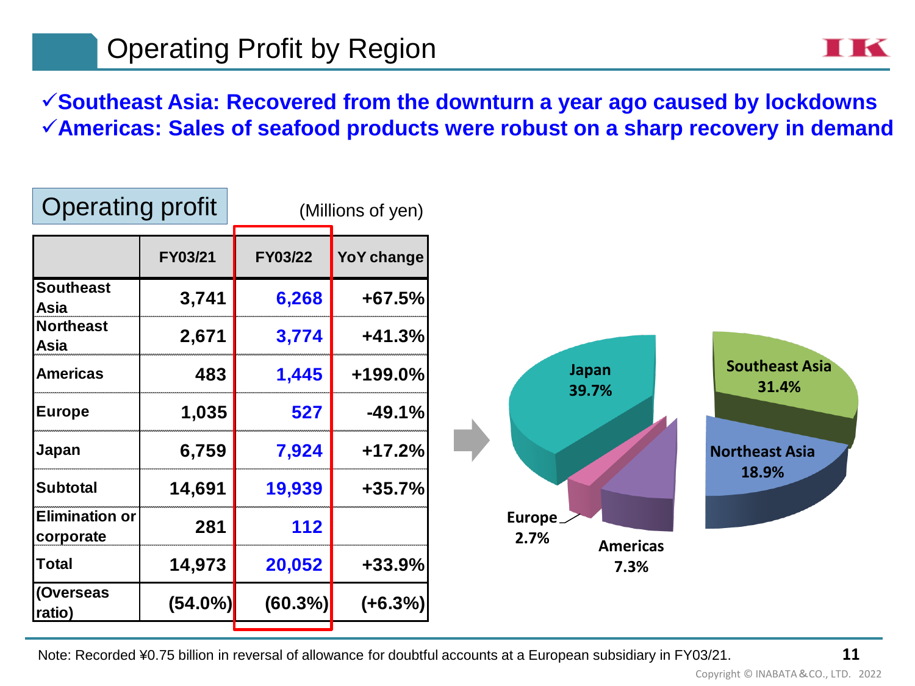# Operating Profit by Region

✓**Southeast Asia: Recovered from the downturn a year ago caused by lockdowns**
✓**Americas: Sales of seafood products were robust on a sharp recovery in demand**

## Operating profit

(Millions of yen)

| | FY03/21 | FY03/22 | YoY change |
|---|---|---|---|
| Southeast Asia | 3,741 | 6,268 | +67.5% |
| Northeast Asia | 2,671 | 3,774 | +41.3% |
| Americas | 483 | 1,445 | +199.0% |
| Europe | 1,035 | 527 | -49.1% |
| Japan | 6,759 | 7,924 | +17.2% |
| Subtotal | 14,691 | 19,939 | +35.7% |
| Elimination or corporate | 281 | 112 | |
| Total | 14,973 | 20,052 | +33.9% |
| (Overseas ratio) | (54.0%) | (60.3%) | (+6.3%) |

Japan 39.7%
Southeast Asia 31.4%
Northeast Asia 18.9%
Americas 7.3%
Europe 2.7%

Note: Recorded ¥0.75 billion in reversal of allowance for doubtful accounts at a European subsidiary in FY03/21.

Copyright © INABATA＆CO., LTD. 2022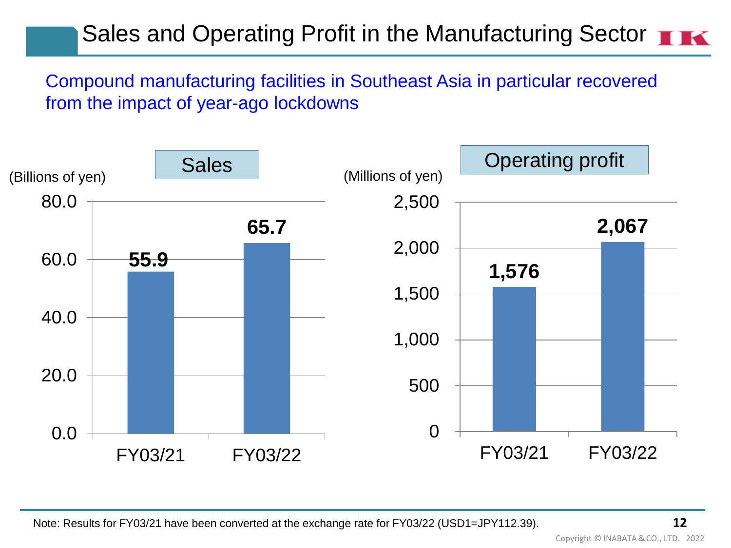# Sales and Operating Profit in the Manufacturing Sector

Compound manufacturing facilities in Southeast Asia in particular recovered from the impact of year-ago lockdowns

**Sales**

(Billions of yen)

| | FY03/21 | FY03/22 |
|---|---|---|
| Sales | 55.9 | 65.7 |

**Operating profit**

(Millions of yen)

| | FY03/21 | FY03/22 |
|---|---|---|
| Operating profit | 1,576 | 2,067 |

Note: Results for FY03/21 have been converted at the exchange rate for FY03/22 (USD1=JPY112.39).

Copyright © INABATA＆CO., LTD. 2022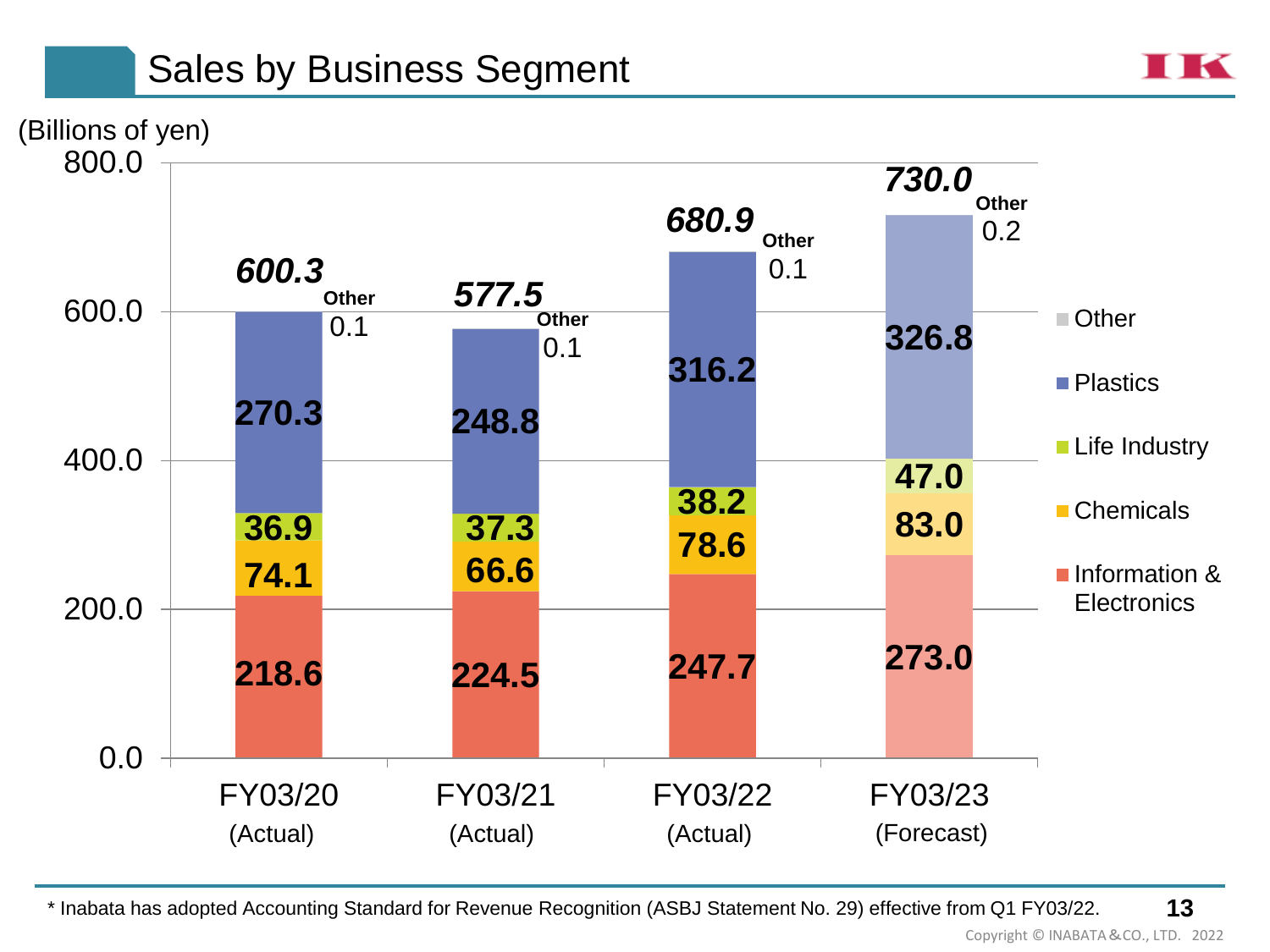# Sales by Business Segment

(Billions of yen)

| Segment | FY03/20 (Actual) | FY03/21 (Actual) | FY03/22 (Actual) | FY03/23 (Forecast) |
|---|---|---|---|---|
| Other | 0.1 | 0.1 | 0.1 | 0.2 |
| Plastics | 270.3 | 248.8 | 316.2 | 326.8 |
| Life Industry | 36.9 | 37.3 | 38.2 | 47.0 |
| Chemicals | 74.1 | 66.6 | 78.6 | 83.0 |
| Information & Electronics | 218.6 | 224.5 | 247.7 | 273.0 |
| **Total** | ***600.3*** | ***577.5*** | ***680.9*** | ***730.0*** |

\* Inabata has adopted Accounting Standard for Revenue Recognition (ASBJ Statement No. 29) effective from Q1 FY03/22.

Copyright © INABATA＆CO., LTD. 2022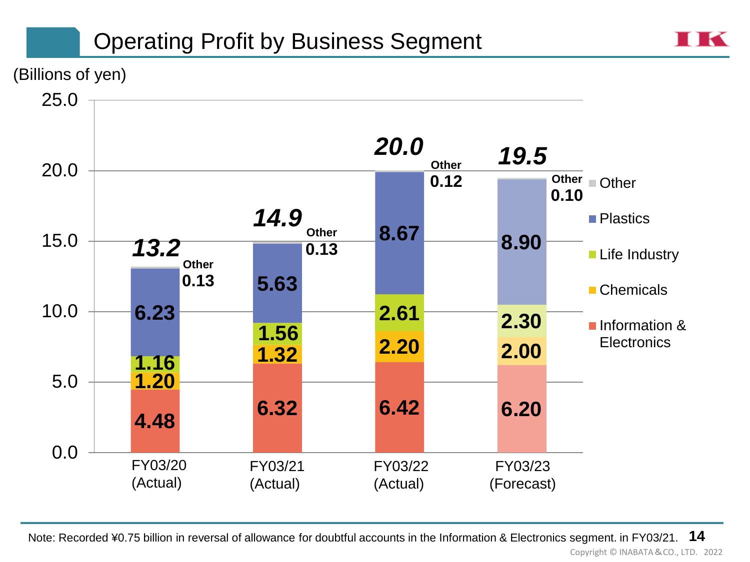# Operating Profit by Business Segment

(Billions of yen)

| Segment | FY03/20 (Actual) | FY03/21 (Actual) | FY03/22 (Actual) | FY03/23 (Forecast) |
|---|---|---|---|---|
| Other | 0.13 | 0.13 | 0.12 | 0.10 |
| Plastics | 6.23 | 5.63 | 8.67 | 8.90 |
| Life Industry | 1.16 | 1.56 | 2.61 | 2.30 |
| Chemicals | 1.20 | 1.32 | 2.20 | 2.00 |
| Information & Electronics | 4.48 | 6.32 | 6.42 | 6.20 |
| **Total** | ***13.2*** | ***14.9*** | ***20.0*** | ***19.5*** |

Note: Recorded ¥0.75 billion in reversal of allowance for doubtful accounts in the Information & Electronics segment. in FY03/21.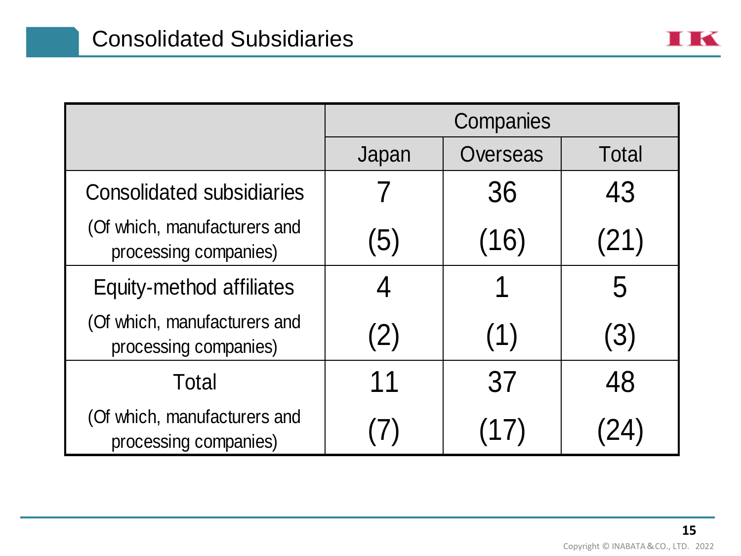# Consolidated Subsidiaries

| | Companies | | |
|---|---|---|---|
| | Japan | Overseas | Total |
| Consolidated subsidiaries | 7 | 36 | 43 |
| (Of which, manufacturers and processing companies) | (5) | (16) | (21) |
| Equity-method affiliates | 4 | 1 | 5 |
| (Of which, manufacturers and processing companies) | (2) | (1) | (3) |
| Total | 11 | 37 | 48 |
| (Of which, manufacturers and processing companies) | (7) | (17) | (24) |

Copyright © INABATA & CO., LTD. 2022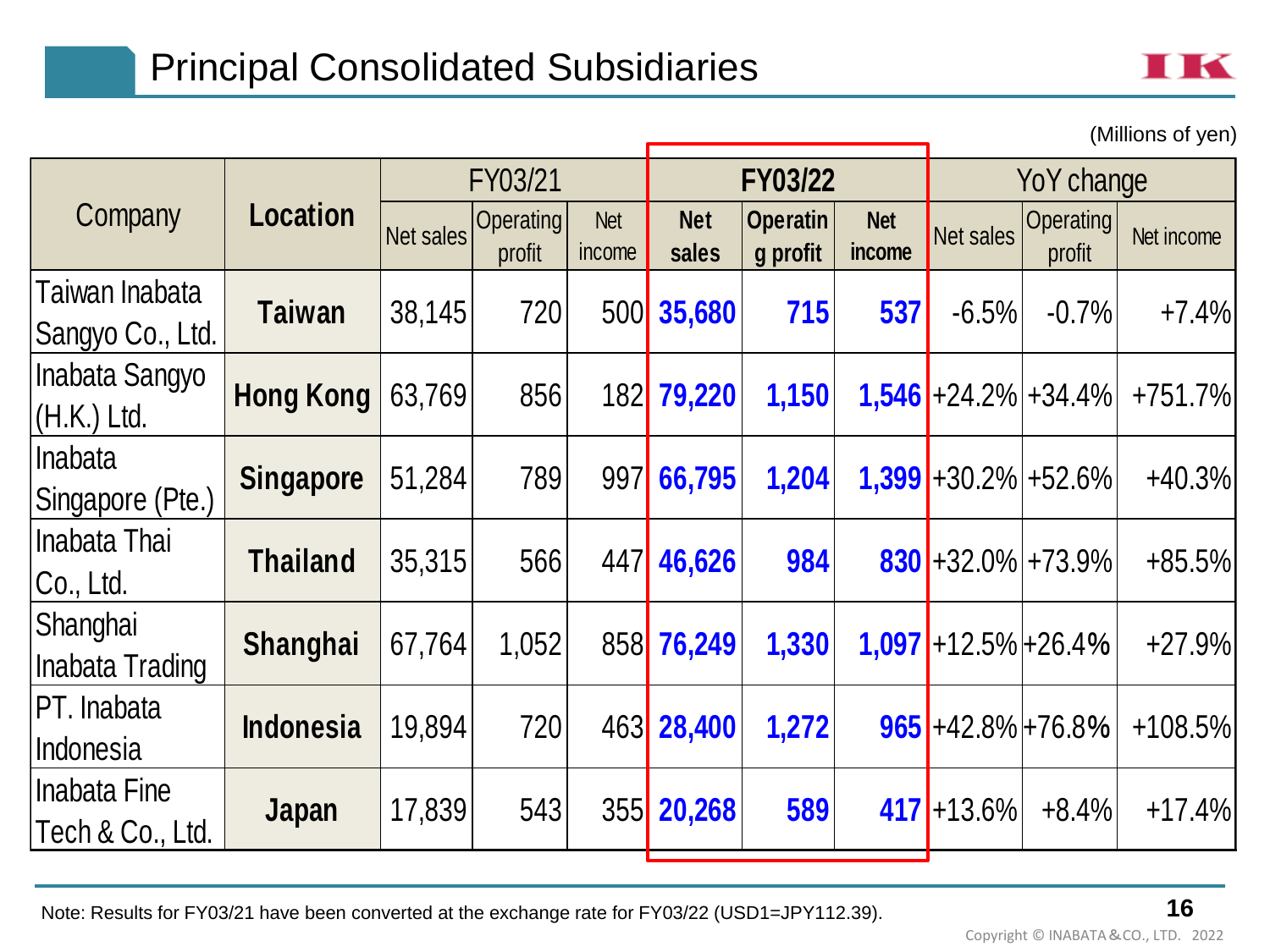# Principal Consolidated Subsidiaries

(Millions of yen)

| Company | Location | FY03/21 | | | FY03/22 | | | YoY change | | |
|---|---|---|---|---|---|---|---|---|---|---|
| | | Net sales | Operating profit | Net income | **Net sales** | **Operating profit** | **Net income** | Net sales | Operating profit | Net income |
| Taiwan Inabata Sangyo Co., Ltd. | **Taiwan** | 38,145 | 720 | 500 | **35,680** | **715** | **537** | -6.5% | -0.7% | +7.4% |
| Inabata Sangyo (H.K.) Ltd. | **Hong Kong** | 63,769 | 856 | 182 | **79,220** | **1,150** | **1,546** | +24.2% | +34.4% | +751.7% |
| Inabata Singapore (Pte.) | **Singapore** | 51,284 | 789 | 997 | **66,795** | **1,204** | **1,399** | +30.2% | +52.6% | +40.3% |
| Inabata Thai Co., Ltd. | **Thailand** | 35,315 | 566 | 447 | **46,626** | **984** | **830** | +32.0% | +73.9% | +85.5% |
| Shanghai Inabata Trading | **Shanghai** | 67,764 | 1,052 | 858 | **76,249** | **1,330** | **1,097** | +12.5% | +26.4% | +27.9% |
| PT. Inabata Indonesia | **Indonesia** | 19,894 | 720 | 463 | **28,400** | **1,272** | **965** | +42.8% | +76.8% | +108.5% |
| Inabata Fine Tech & Co., Ltd. | **Japan** | 17,839 | 543 | 355 | **20,268** | **589** | **417** | +13.6% | +8.4% | +17.4% |

Note: Results for FY03/21 have been converted at the exchange rate for FY03/22 (USD1=JPY112.39).

Copyright © INABATA&CO., LTD. 2022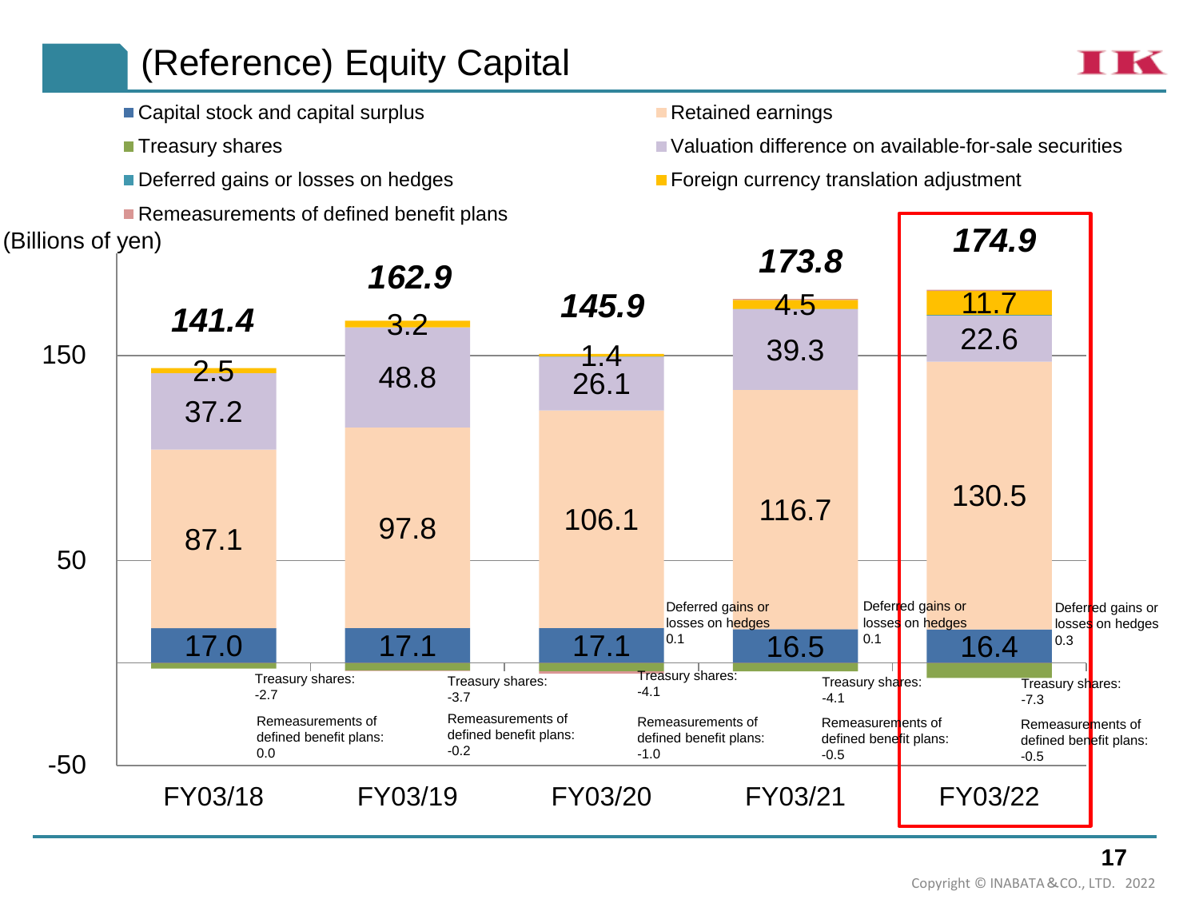# (Reference) Equity Capital

(Billions of yen)

| | FY03/18 | FY03/19 | FY03/20 | FY03/21 | FY03/22 |
|---|---|---|---|---|---|
| Total | 141.4 | 162.9 | 145.9 | 173.8 | 174.9 |
| Capital stock and capital surplus | 17.0 | 17.1 | 17.1 | 16.5 | 16.4 |
| Retained earnings | 87.1 | 97.8 | 106.1 | 116.7 | 130.5 |
| Treasury shares | -2.7 | -3.7 | -4.1 | -4.1 | -7.3 |
| Valuation difference on available-for-sale securities | 37.2 | 48.8 | 26.1 | 39.3 | 22.6 |
| Deferred gains or losses on hedges | | | 0.1 | 0.1 | 0.3 |
| Foreign currency translation adjustment | 2.5 | 3.2 | 1.4 | 4.5 | 11.7 |
| Remeasurements of defined benefit plans | 0.0 | -0.2 | -1.0 | -0.5 | -0.5 |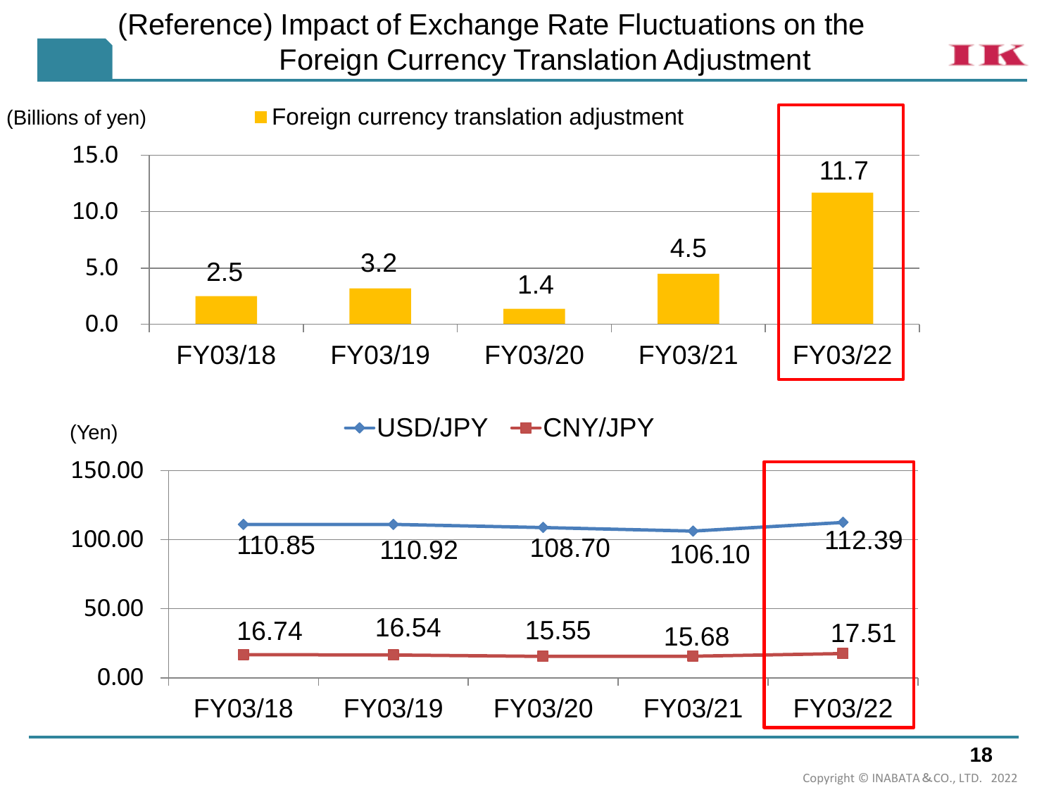# (Reference) Impact of Exchange Rate Fluctuations on the Foreign Currency Translation Adjustment

(Billions of yen)

| | FY03/18 | FY03/19 | FY03/20 | FY03/21 | FY03/22 |
|---|---|---|---|---|---|
| Foreign currency translation adjustment | 2.5 | 3.2 | 1.4 | 4.5 | 11.7 |

(Yen)

| | FY03/18 | FY03/19 | FY03/20 | FY03/21 | FY03/22 |
|---|---|---|---|---|---|
| USD/JPY | 110.85 | 110.92 | 108.70 | 106.10 | 112.39 |
| CNY/JPY | 16.74 | 16.54 | 15.55 | 15.68 | 17.51 |

Copyright © INABATA＆CO., LTD. 2022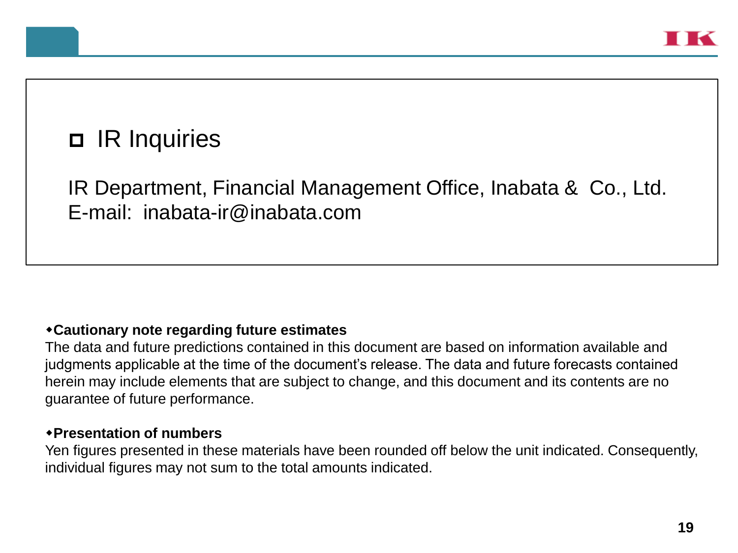## ◘ IR Inquiries

IR Department, Financial Management Office, Inabata & Co., Ltd.
E-mail: inabata-ir@inabata.com

**◆Cautionary note regarding future estimates**

The data and future predictions contained in this document are based on information available and judgments applicable at the time of the document's release. The data and future forecasts contained herein may include elements that are subject to change, and this document and its contents are no guarantee of future performance.

**◆Presentation of numbers**

Yen figures presented in these materials have been rounded off below the unit indicated. Consequently, individual figures may not sum to the total amounts indicated.